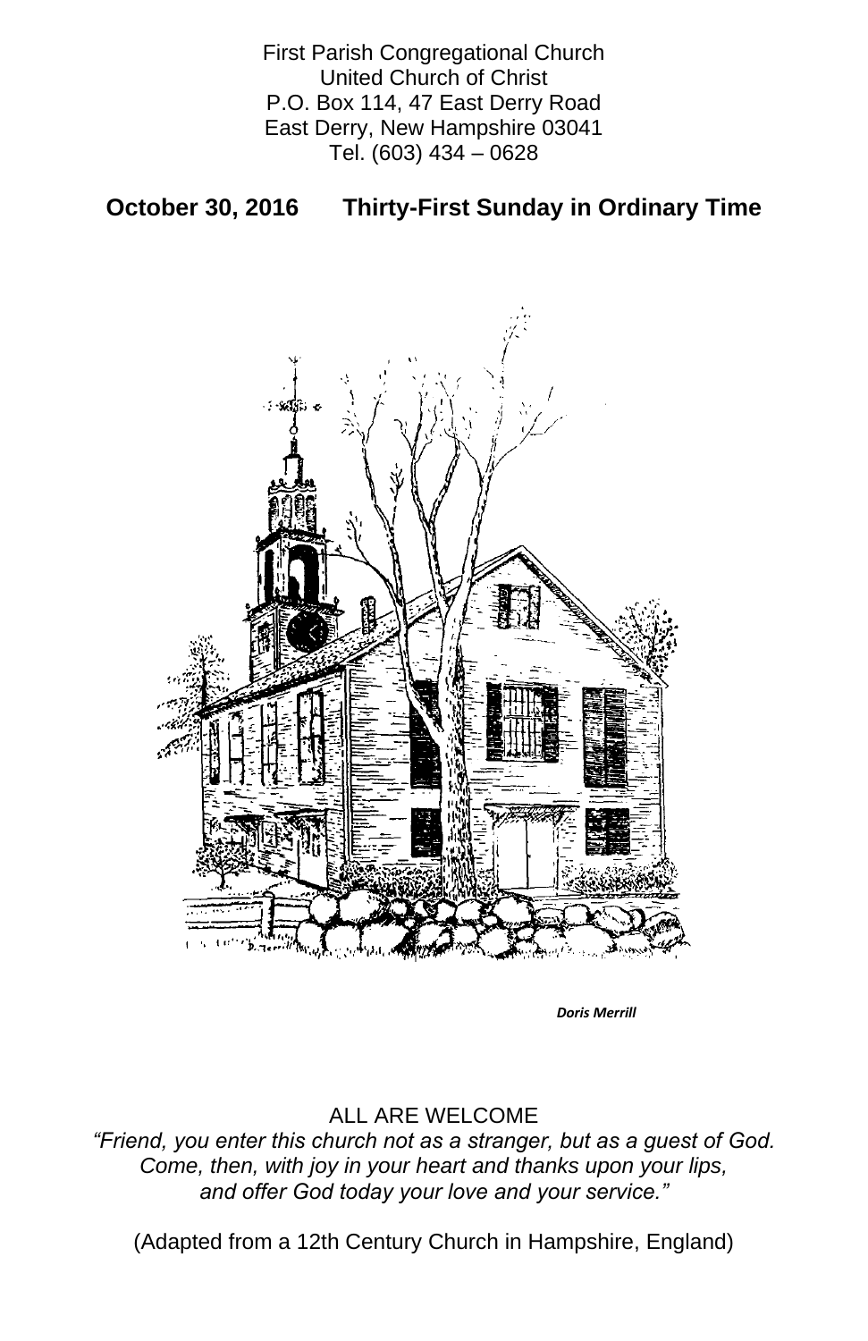First Parish Congregational Church
United Church of Christ
P.O. Box 114, 47 East Derry Road
East Derry, New Hampshire 03041
Tel. (603) 434 – 0628

**October 30, 2016 Thirty-First Sunday in Ordinary Time**

***Doris Merrill***

ALL ARE WELCOME

*“Friend, you enter this church not as a stranger, but as a guest of God.*
*Come, then, with joy in your heart and thanks upon your lips,*
*and offer God today your love and your service.”*

(Adapted from a 12th Century Church in Hampshire, England)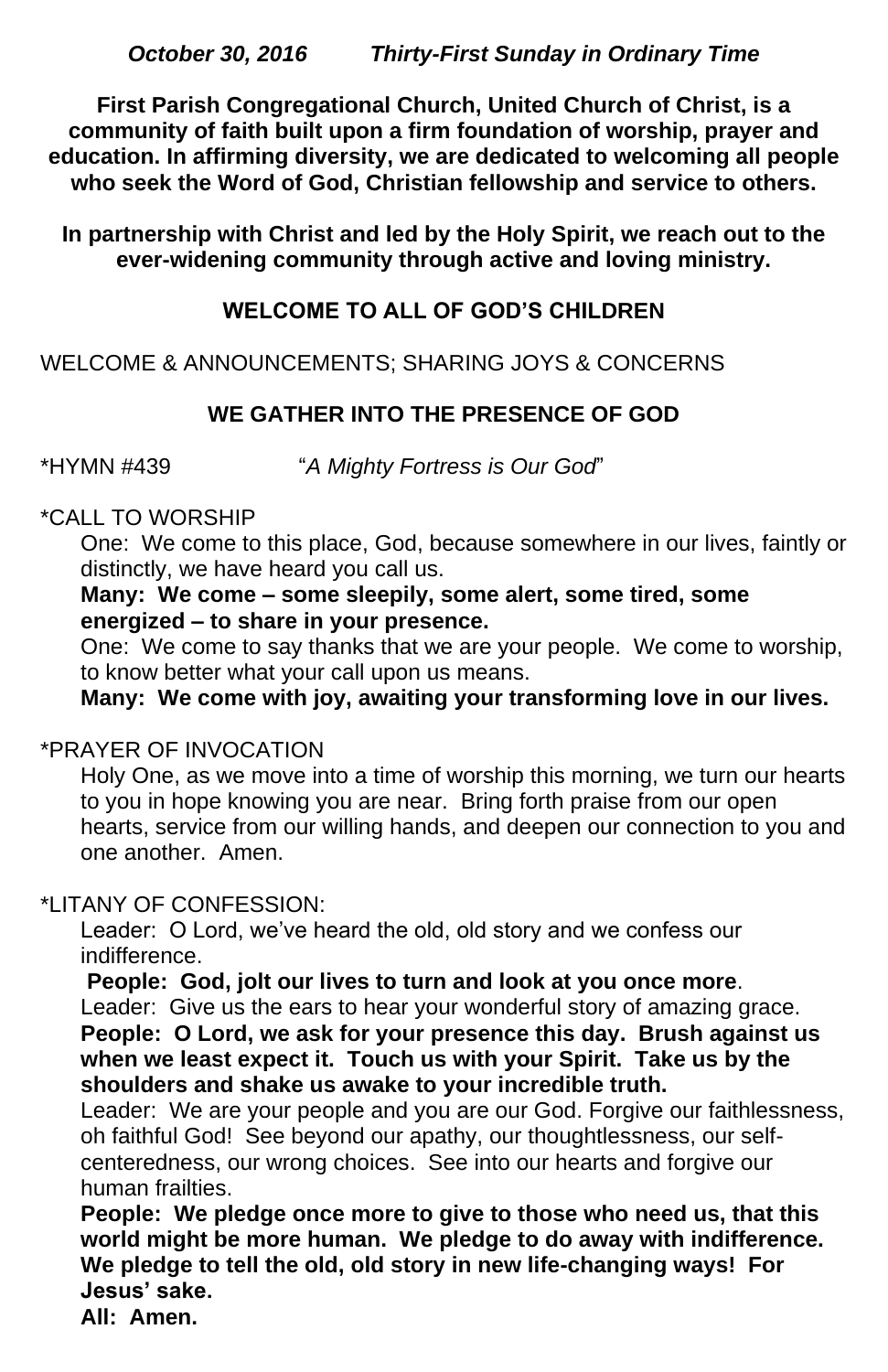***October 30, 2016 Thirty-First Sunday in Ordinary Time***

**First Parish Congregational Church, United Church of Christ, is a community of faith built upon a firm foundation of worship, prayer and education. In affirming diversity, we are dedicated to welcoming all people who seek the Word of God, Christian fellowship and service to others.**

**In partnership with Christ and led by the Holy Spirit, we reach out to the ever-widening community through active and loving ministry.**

## WELCOME TO ALL OF GOD'S CHILDREN

WELCOME & ANNOUNCEMENTS; SHARING JOYS & CONCERNS

## WE GATHER INTO THE PRESENCE OF GOD

*HYMN #439 "*A Mighty Fortress is Our God*"

*CALL TO WORSHIP

One: We come to this place, God, because somewhere in our lives, faintly or distinctly, we have heard you call us.

**Many: We come – some sleepily, some alert, some tired, some energized – to share in your presence.**

One: We come to say thanks that we are your people. We come to worship, to know better what your call upon us means.

**Many: We come with joy, awaiting your transforming love in our lives.**

*PRAYER OF INVOCATION

Holy One, as we move into a time of worship this morning, we turn our hearts to you in hope knowing you are near. Bring forth praise from our open hearts, service from our willing hands, and deepen our connection to you and one another. Amen.

*LITANY OF CONFESSION:

Leader: O Lord, we've heard the old, old story and we confess our indifference.

**People: God, jolt our lives to turn and look at you once more**.

Leader: Give us the ears to hear your wonderful story of amazing grace.

**People: O Lord, we ask for your presence this day. Brush against us when we least expect it. Touch us with your Spirit. Take us by the shoulders and shake us awake to your incredible truth.**

Leader: We are your people and you are our God. Forgive our faithlessness, oh faithful God! See beyond our apathy, our thoughtlessness, our self-centeredness, our wrong choices. See into our hearts and forgive our human frailties.

**People: We pledge once more to give to those who need us, that this world might be more human. We pledge to do away with indifference. We pledge to tell the old, old story in new life-changing ways! For Jesus' sake.**

**All: Amen.**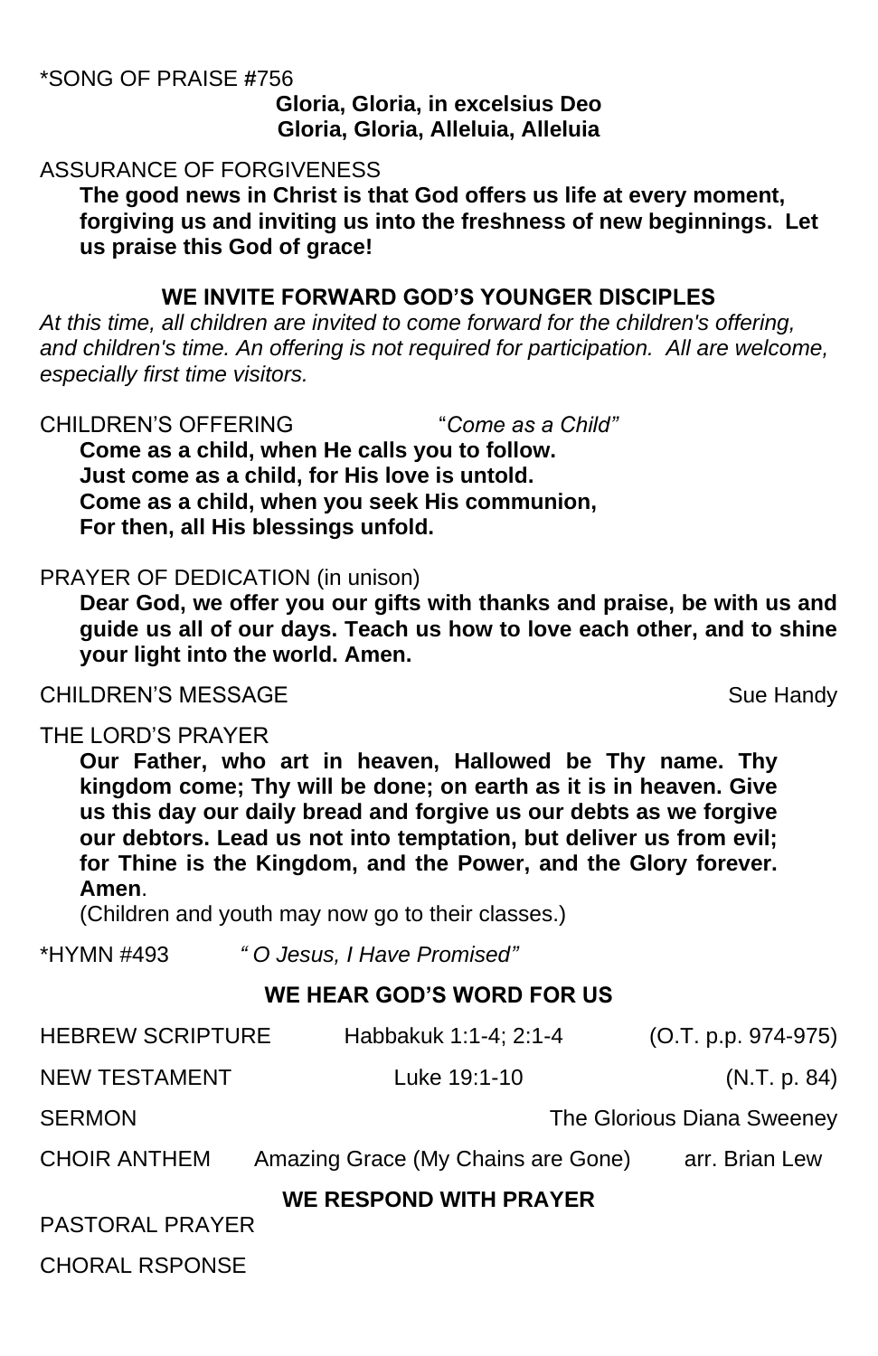*SONG OF PRAISE #756

**Gloria, Gloria, in excelsius Deo**
**Gloria, Gloria, Alleluia, Alleluia**

ASSURANCE OF FORGIVENESS

**The good news in Christ is that God offers us life at every moment, forgiving us and inviting us into the freshness of new beginnings. Let us praise this God of grace!**

## WE INVITE FORWARD GOD'S YOUNGER DISCIPLES

*At this time, all children are invited to come forward for the children's offering, and children's time. An offering is not required for participation. All are welcome, especially first time visitors.*

CHILDREN'S OFFERING "*Come as a Child"*

**Come as a child, when He calls you to follow.**
**Just come as a child, for His love is untold.**
**Come as a child, when you seek His communion,**
**For then, all His blessings unfold.**

PRAYER OF DEDICATION (in unison)

**Dear God, we offer you our gifts with thanks and praise, be with us and guide us all of our days. Teach us how to love each other, and to shine your light into the world. Amen.**

CHILDREN'S MESSAGE Sue Handy

THE LORD'S PRAYER

**Our Father, who art in heaven, Hallowed be Thy name. Thy kingdom come; Thy will be done; on earth as it is in heaven. Give us this day our daily bread and forgive us our debts as we forgive our debtors. Lead us not into temptation, but deliver us from evil; for Thine is the Kingdom, and the Power, and the Glory forever. Amen**.

(Children and youth may now go to their classes.)

*HYMN #493 *" O Jesus, I Have Promised"*

## WE HEAR GOD'S WORD FOR US

HEBREW SCRIPTURE Habbakuk 1:1-4; 2:1-4 (O.T. p.p. 974-975)

NEW TESTAMENT Luke 19:1-10 (N.T. p. 84)

SERMON The Glorious Diana Sweeney

CHOIR ANTHEM Amazing Grace (My Chains are Gone) arr. Brian Lew

## WE RESPOND WITH PRAYER

PASTORAL PRAYER

CHORAL RSPONSE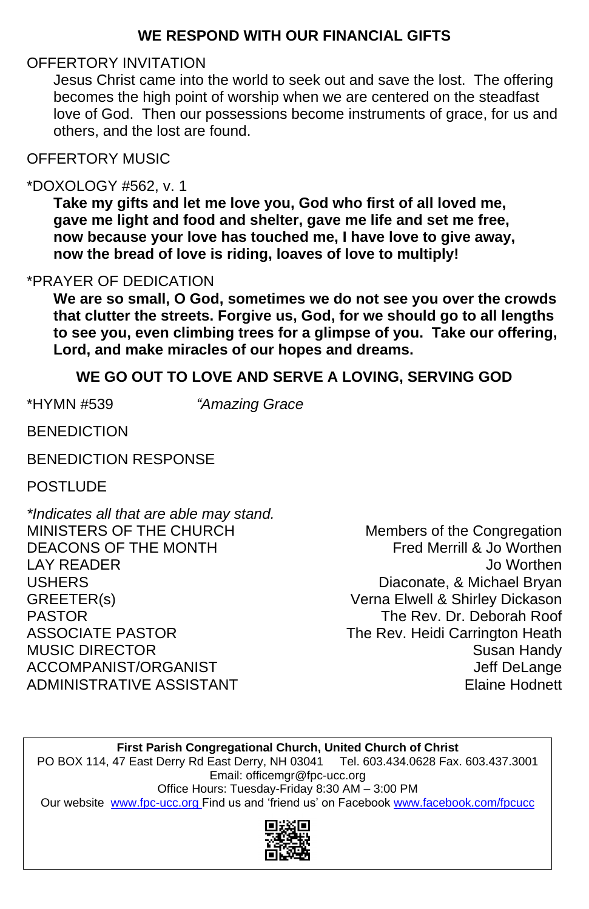## WE RESPOND WITH OUR FINANCIAL GIFTS

OFFERTORY INVITATION

Jesus Christ came into the world to seek out and save the lost. The offering becomes the high point of worship when we are centered on the steadfast love of God. Then our possessions become instruments of grace, for us and others, and the lost are found.

OFFERTORY MUSIC

*DOXOLOGY #562, v. 1

**Take my gifts and let me love you, God who first of all loved me, gave me light and food and shelter, gave me life and set me free, now because your love has touched me, I have love to give away, now the bread of love is riding, loaves of love to multiply!**

*PRAYER OF DEDICATION

**We are so small, O God, sometimes we do not see you over the crowds that clutter the streets. Forgive us, God, for we should go to all lengths to see you, even climbing trees for a glimpse of you. Take our offering, Lord, and make miracles of our hopes and dreams.**

## WE GO OUT TO LOVE AND SERVE A LOVING, SERVING GOD

*HYMN #539 *“Amazing Grace*

BENEDICTION

BENEDICTION RESPONSE

POSTLUDE

**Indicates all that are able may stand.*

| | |
|---|---|
| MINISTERS OF THE CHURCH | Members of the Congregation |
| DEACONS OF THE MONTH | Fred Merrill & Jo Worthen |
| LAY READER | Jo Worthen |
| USHERS | Diaconate, & Michael Bryan |
| GREETER(s) | Verna Elwell & Shirley Dickason |
| PASTOR | The Rev. Dr. Deborah Roof |
| ASSOCIATE PASTOR | The Rev. Heidi Carrington Heath |
| MUSIC DIRECTOR | Susan Handy |
| ACCOMPANIST/ORGANIST | Jeff DeLange |
| ADMINISTRATIVE ASSISTANT | Elaine Hodnett |

**First Parish Congregational Church, United Church of Christ**
PO BOX 114, 47 East Derry Rd East Derry, NH 03041 Tel. 603.434.0628 Fax. 603.437.3001
Email: officemgr@fpc-ucc.org
Office Hours: Tuesday-Friday 8:30 AM – 3:00 PM
Our website www.fpc-ucc.org Find us and ‘friend us’ on Facebook www.facebook.com/fpcucc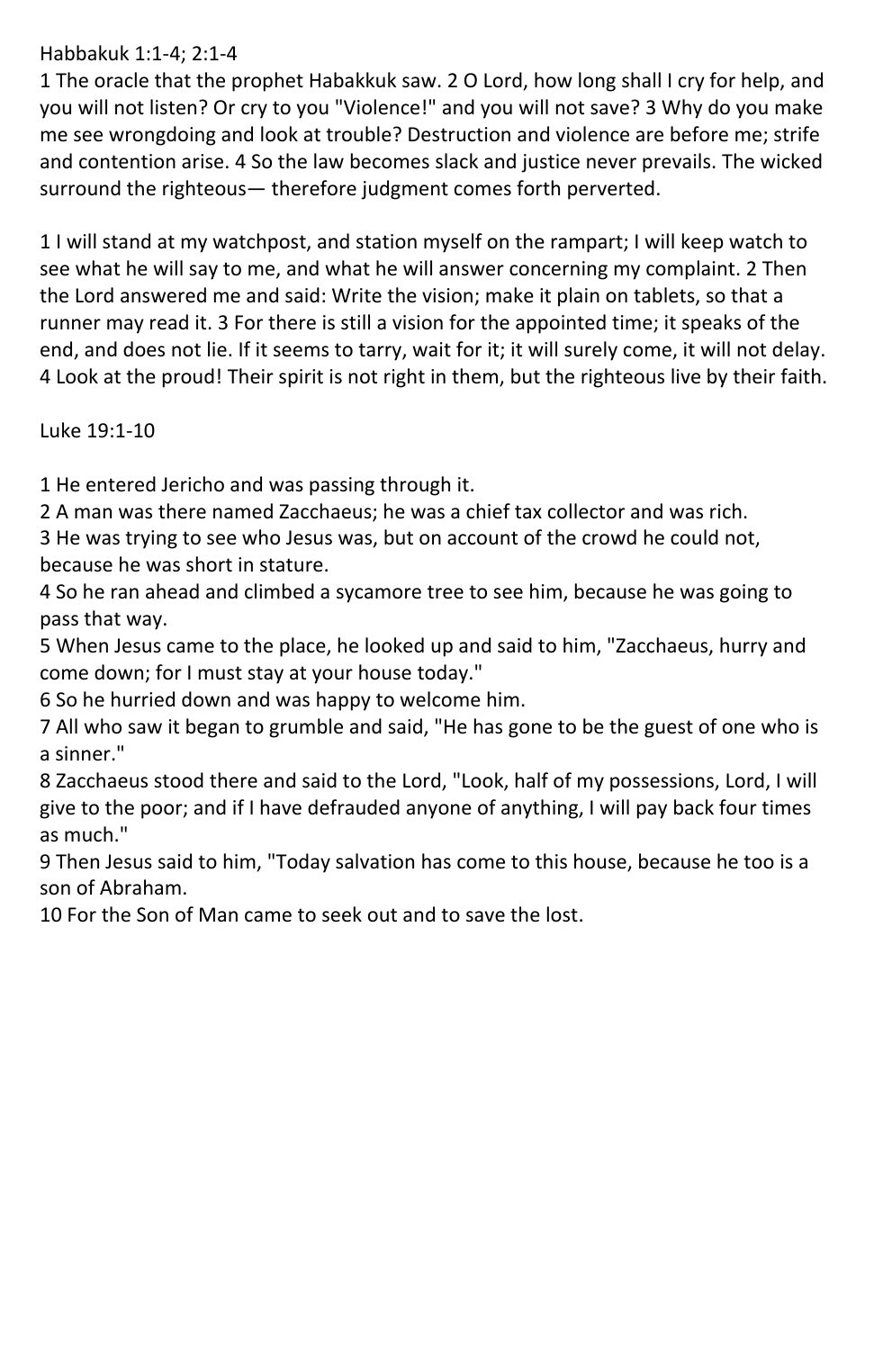Habbakuk 1:1-4; 2:1-4

1 The oracle that the prophet Habakkuk saw. 2 O Lord, how long shall I cry for help, and you will not listen? Or cry to you "Violence!" and you will not save? 3 Why do you make me see wrongdoing and look at trouble? Destruction and violence are before me; strife and contention arise. 4 So the law becomes slack and justice never prevails. The wicked surround the righteous— therefore judgment comes forth perverted.

1 I will stand at my watchpost, and station myself on the rampart; I will keep watch to see what he will say to me, and what he will answer concerning my complaint. 2 Then the Lord answered me and said: Write the vision; make it plain on tablets, so that a runner may read it. 3 For there is still a vision for the appointed time; it speaks of the end, and does not lie. If it seems to tarry, wait for it; it will surely come, it will not delay. 4 Look at the proud! Their spirit is not right in them, but the righteous live by their faith.

Luke 19:1-10

1 He entered Jericho and was passing through it.
2 A man was there named Zacchaeus; he was a chief tax collector and was rich.
3 He was trying to see who Jesus was, but on account of the crowd he could not, because he was short in stature.
4 So he ran ahead and climbed a sycamore tree to see him, because he was going to pass that way.
5 When Jesus came to the place, he looked up and said to him, "Zacchaeus, hurry and come down; for I must stay at your house today."
6 So he hurried down and was happy to welcome him.
7 All who saw it began to grumble and said, "He has gone to be the guest of one who is a sinner."
8 Zacchaeus stood there and said to the Lord, "Look, half of my possessions, Lord, I will give to the poor; and if I have defrauded anyone of anything, I will pay back four times as much."
9 Then Jesus said to him, "Today salvation has come to this house, because he too is a son of Abraham.
10 For the Son of Man came to seek out and to save the lost.